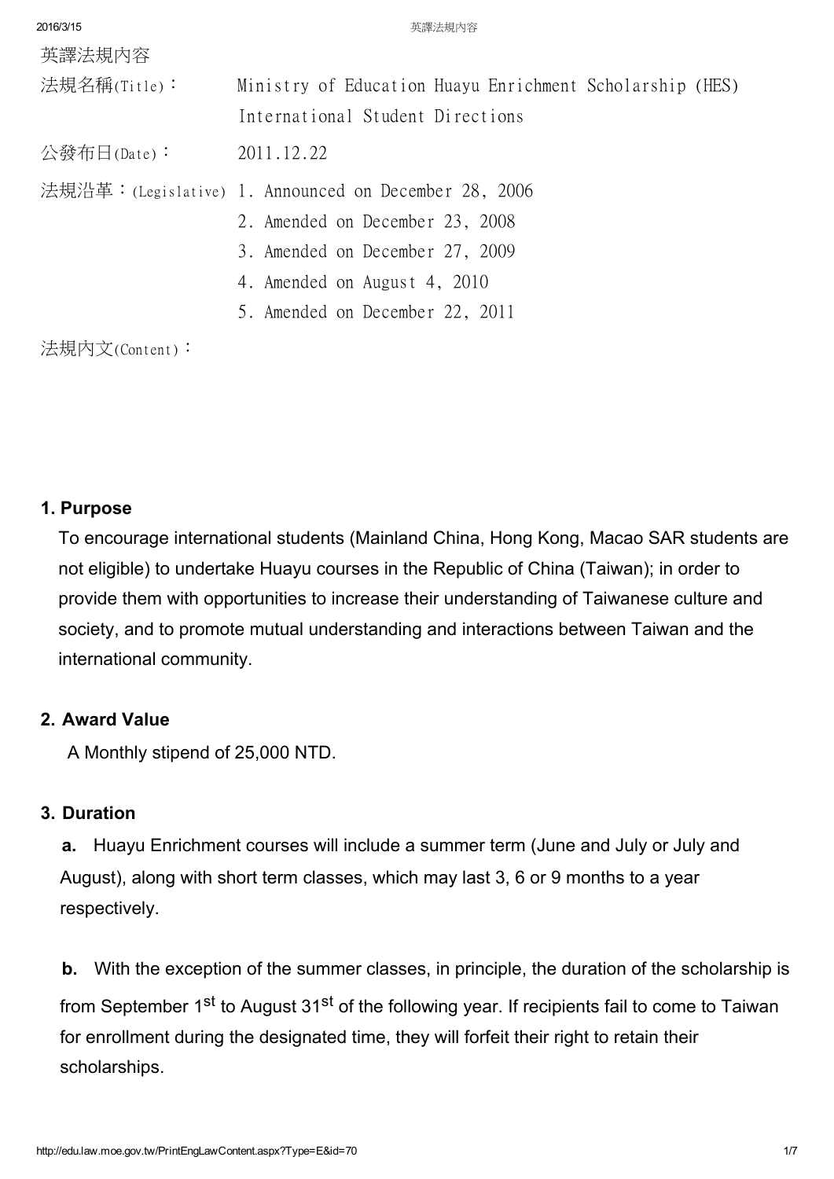英譯法規內容

法規名稱(Title)： Ministry of Education Huayu Enrichment Scholarship (HES) International Student Directions

公發布日(Date)： 2011.12.22

法規沿革：(Legislative)
1. Announced on December 28, 2006
2. Amended on December 23, 2008
3. Amended on December 27, 2009
4. Amended on August 4, 2010
5. Amended on December 22, 2011

法規內文(Content)：

**1. Purpose**

To encourage international students (Mainland China, Hong Kong, Macao SAR students are not eligible) to undertake Huayu courses in the Republic of China (Taiwan); in order to provide them with opportunities to increase their understanding of Taiwanese culture and society, and to promote mutual understanding and interactions between Taiwan and the international community.

**2. Award Value**

A Monthly stipend of 25,000 NTD.

**3. Duration**

**a.** Huayu Enrichment courses will include a summer term (June and July or July and August), along with short term classes, which may last 3, 6 or 9 months to a year respectively.

**b.** With the exception of the summer classes, in principle, the duration of the scholarship is from September 1st to August 31st of the following year. If recipients fail to come to Taiwan for enrollment during the designated time, they will forfeit their right to retain their scholarships.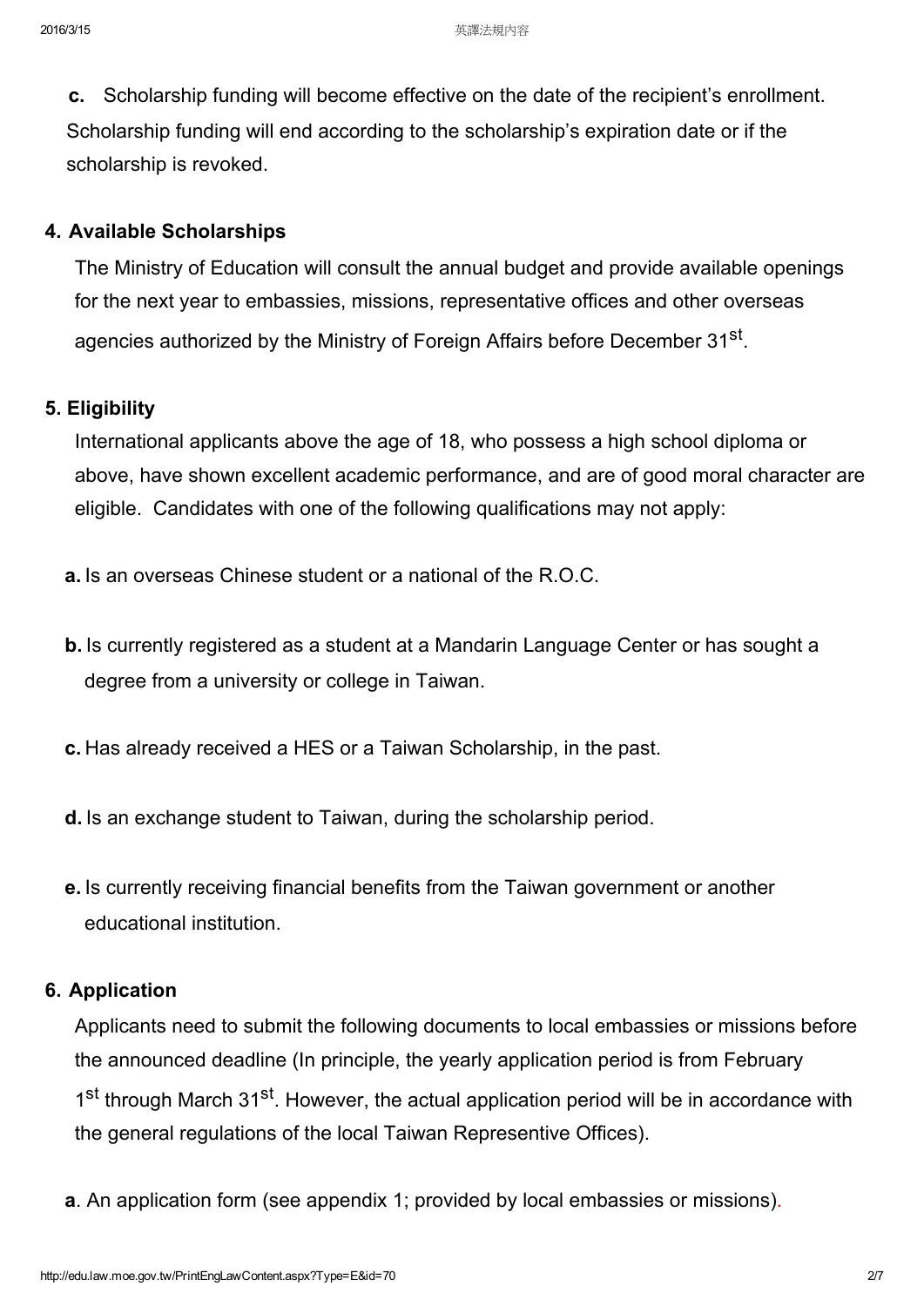**c.** Scholarship funding will become effective on the date of the recipient's enrollment. Scholarship funding will end according to the scholarship's expiration date or if the scholarship is revoked.

### 4. Available Scholarships

The Ministry of Education will consult the annual budget and provide available openings for the next year to embassies, missions, representative offices and other overseas agencies authorized by the Ministry of Foreign Affairs before December 31st.

### 5. Eligibility

International applicants above the age of 18, who possess a high school diploma or above, have shown excellent academic performance, and are of good moral character are eligible. Candidates with one of the following qualifications may not apply:

**a.** Is an overseas Chinese student or a national of the R.O.C.

**b.** Is currently registered as a student at a Mandarin Language Center or has sought a degree from a university or college in Taiwan.

**c.** Has already received a HES or a Taiwan Scholarship, in the past.

**d.** Is an exchange student to Taiwan, during the scholarship period.

**e.** Is currently receiving financial benefits from the Taiwan government or another educational institution.

### 6. Application

Applicants need to submit the following documents to local embassies or missions before the announced deadline (In principle, the yearly application period is from February 1st through March 31st. However, the actual application period will be in accordance with the general regulations of the local Taiwan Representive Offices).

**a**. An application form (see appendix 1; provided by local embassies or missions).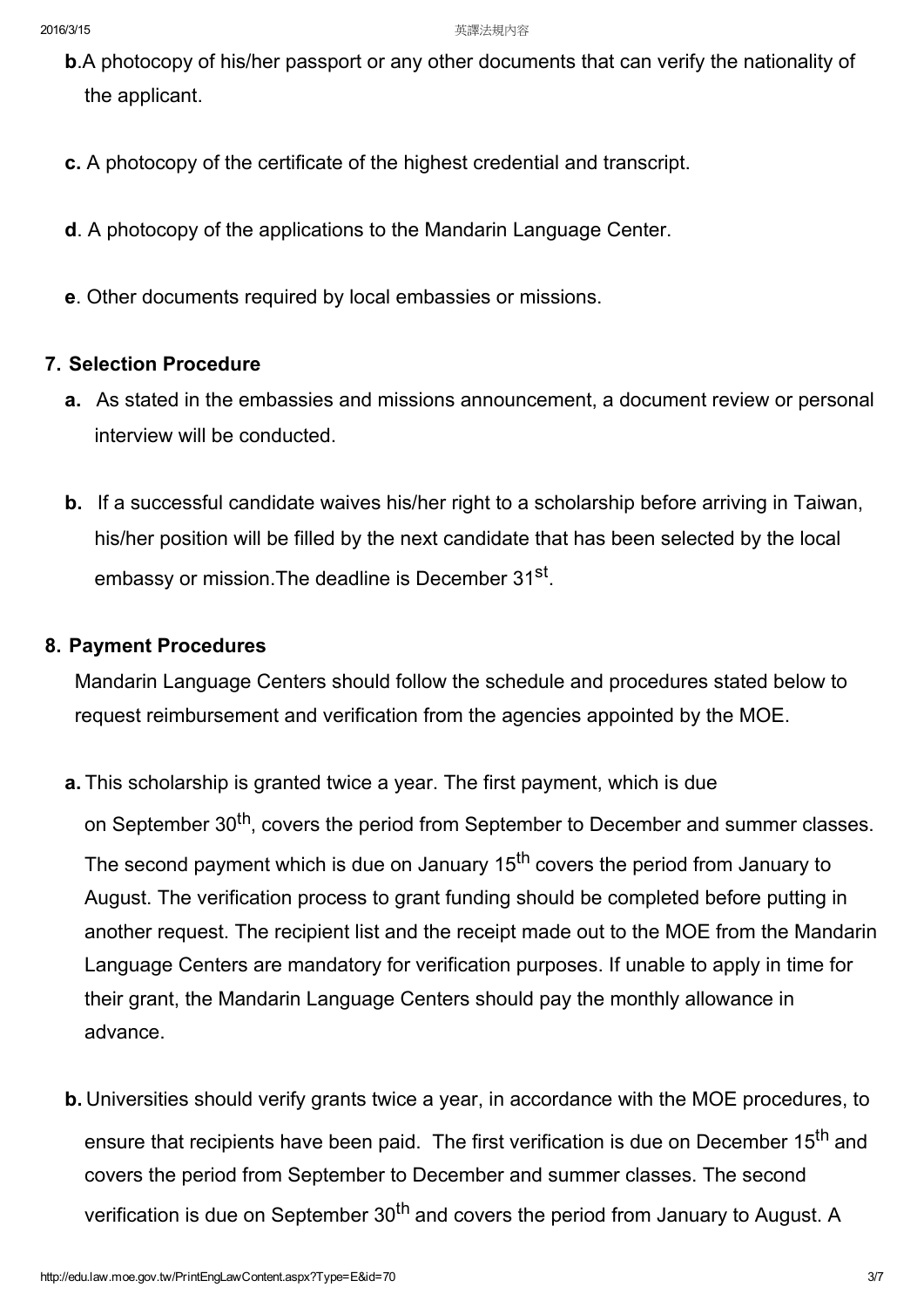**b**.A photocopy of his/her passport or any other documents that can verify the nationality of the applicant.

**c.** A photocopy of the certificate of the highest credential and transcript.

**d**. A photocopy of the applications to the Mandarin Language Center.

**e**. Other documents required by local embassies or missions.

**7. Selection Procedure**

**a.** As stated in the embassies and missions announcement, a document review or personal interview will be conducted.

**b.** If a successful candidate waives his/her right to a scholarship before arriving in Taiwan, his/her position will be filled by the next candidate that has been selected by the local embassy or mission.The deadline is December 31st.

**8. Payment Procedures**

Mandarin Language Centers should follow the schedule and procedures stated below to request reimbursement and verification from the agencies appointed by the MOE.

**a.** This scholarship is granted twice a year. The first payment, which is due on September 30th, covers the period from September to December and summer classes. The second payment which is due on January 15th covers the period from January to August. The verification process to grant funding should be completed before putting in another request. The recipient list and the receipt made out to the MOE from the Mandarin Language Centers are mandatory for verification purposes. If unable to apply in time for their grant, the Mandarin Language Centers should pay the monthly allowance in advance.

**b.** Universities should verify grants twice a year, in accordance with the MOE procedures, to ensure that recipients have been paid. The first verification is due on December 15th and covers the period from September to December and summer classes. The second verification is due on September 30th and covers the period from January to August. A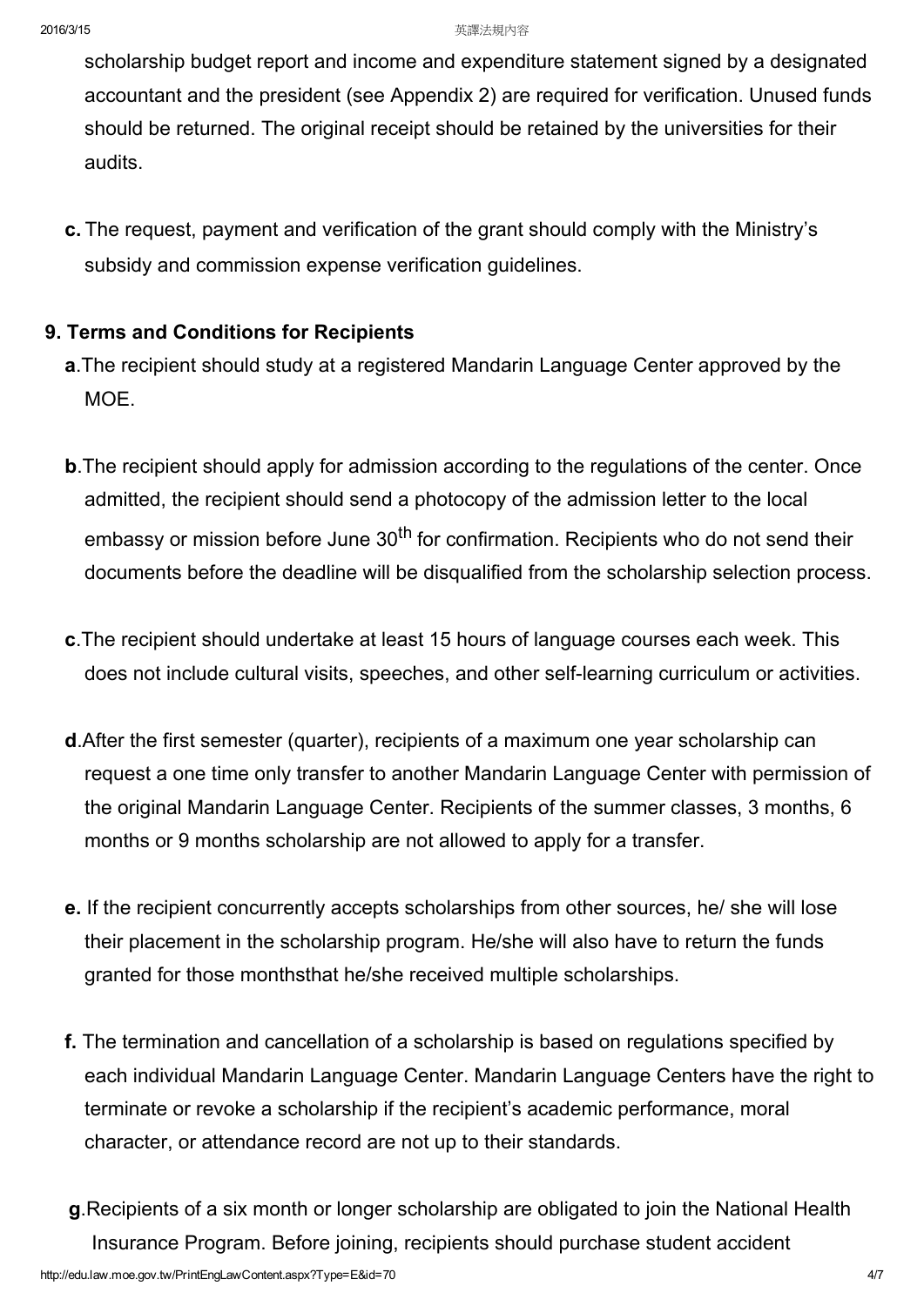scholarship budget report and income and expenditure statement signed by a designated accountant and the president (see Appendix 2) are required for verification. Unused funds should be returned. The original receipt should be retained by the universities for their audits.

**c.** The request, payment and verification of the grant should comply with the Ministry's subsidy and commission expense verification guidelines.

**9. Terms and Conditions for Recipients**

**a**.The recipient should study at a registered Mandarin Language Center approved by the MOE.

**b**.The recipient should apply for admission according to the regulations of the center. Once admitted, the recipient should send a photocopy of the admission letter to the local embassy or mission before June 30th for confirmation. Recipients who do not send their documents before the deadline will be disqualified from the scholarship selection process.

**c**.The recipient should undertake at least 15 hours of language courses each week. This does not include cultural visits, speeches, and other self-learning curriculum or activities.

**d**.After the first semester (quarter), recipients of a maximum one year scholarship can request a one time only transfer to another Mandarin Language Center with permission of the original Mandarin Language Center. Recipients of the summer classes, 3 months, 6 months or 9 months scholarship are not allowed to apply for a transfer.

**e.** If the recipient concurrently accepts scholarships from other sources, he/ she will lose their placement in the scholarship program. He/she will also have to return the funds granted for those monthsthat he/she received multiple scholarships.

**f.** The termination and cancellation of a scholarship is based on regulations specified by each individual Mandarin Language Center. Mandarin Language Centers have the right to terminate or revoke a scholarship if the recipient's academic performance, moral character, or attendance record are not up to their standards.

**g**.Recipients of a six month or longer scholarship are obligated to join the National Health Insurance Program. Before joining, recipients should purchase student accident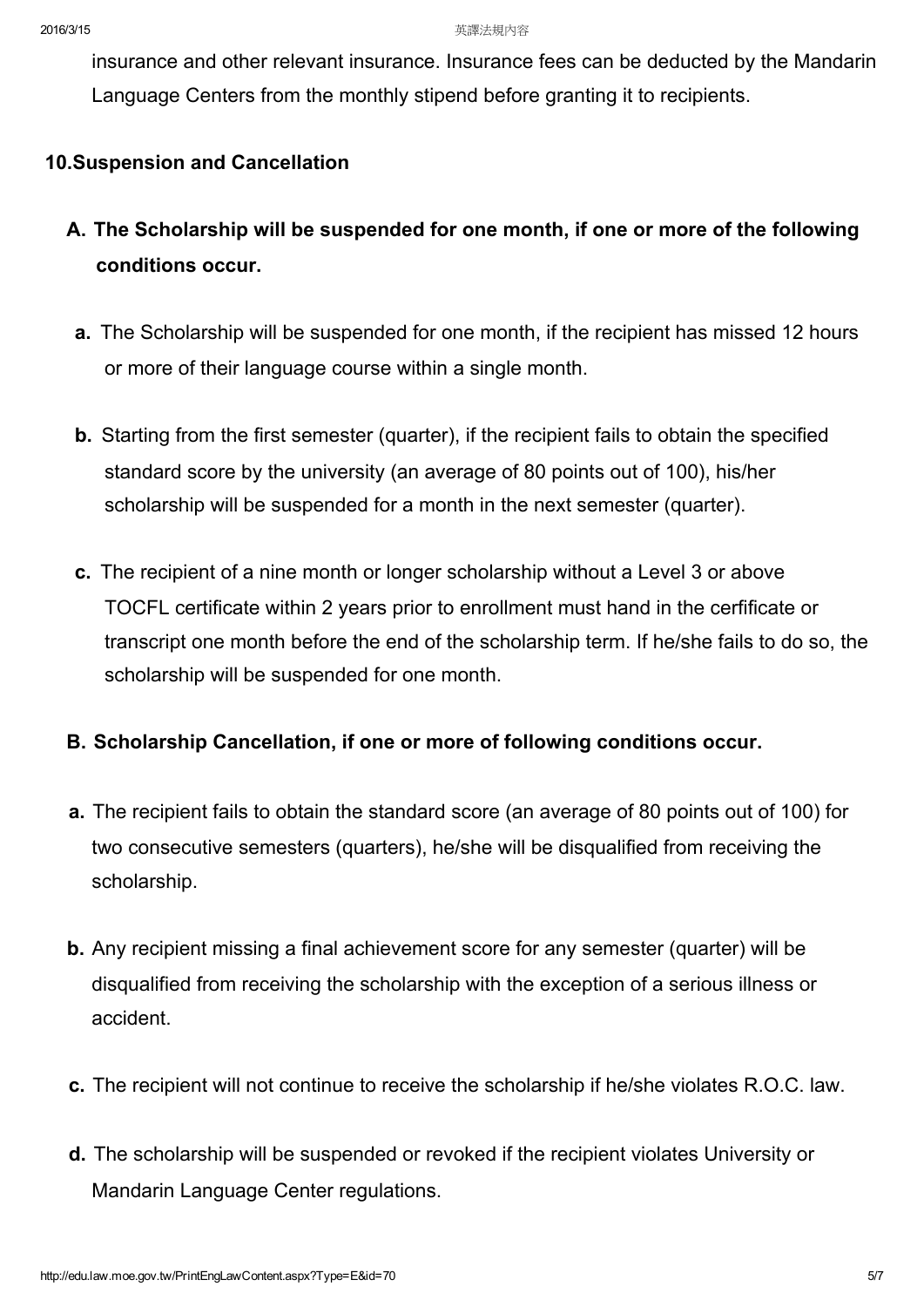insurance and other relevant insurance. Insurance fees can be deducted by the Mandarin Language Centers from the monthly stipend before granting it to recipients.

### 10.Suspension and Cancellation

#### A. The Scholarship will be suspended for one month, if one or more of the following conditions occur.

**a.** The Scholarship will be suspended for one month, if the recipient has missed 12 hours or more of their language course within a single month.

**b.** Starting from the first semester (quarter), if the recipient fails to obtain the specified standard score by the university (an average of 80 points out of 100), his/her scholarship will be suspended for a month in the next semester (quarter).

**c.** The recipient of a nine month or longer scholarship without a Level 3 or above TOCFL certificate within 2 years prior to enrollment must hand in the cerfificate or transcript one month before the end of the scholarship term. If he/she fails to do so, the scholarship will be suspended for one month.

#### B. Scholarship Cancellation, if one or more of following conditions occur.

**a.** The recipient fails to obtain the standard score (an average of 80 points out of 100) for two consecutive semesters (quarters), he/she will be disqualified from receiving the scholarship.

**b.** Any recipient missing a final achievement score for any semester (quarter) will be disqualified from receiving the scholarship with the exception of a serious illness or accident.

**c.** The recipient will not continue to receive the scholarship if he/she violates R.O.C. law.

**d.** The scholarship will be suspended or revoked if the recipient violates University or Mandarin Language Center regulations.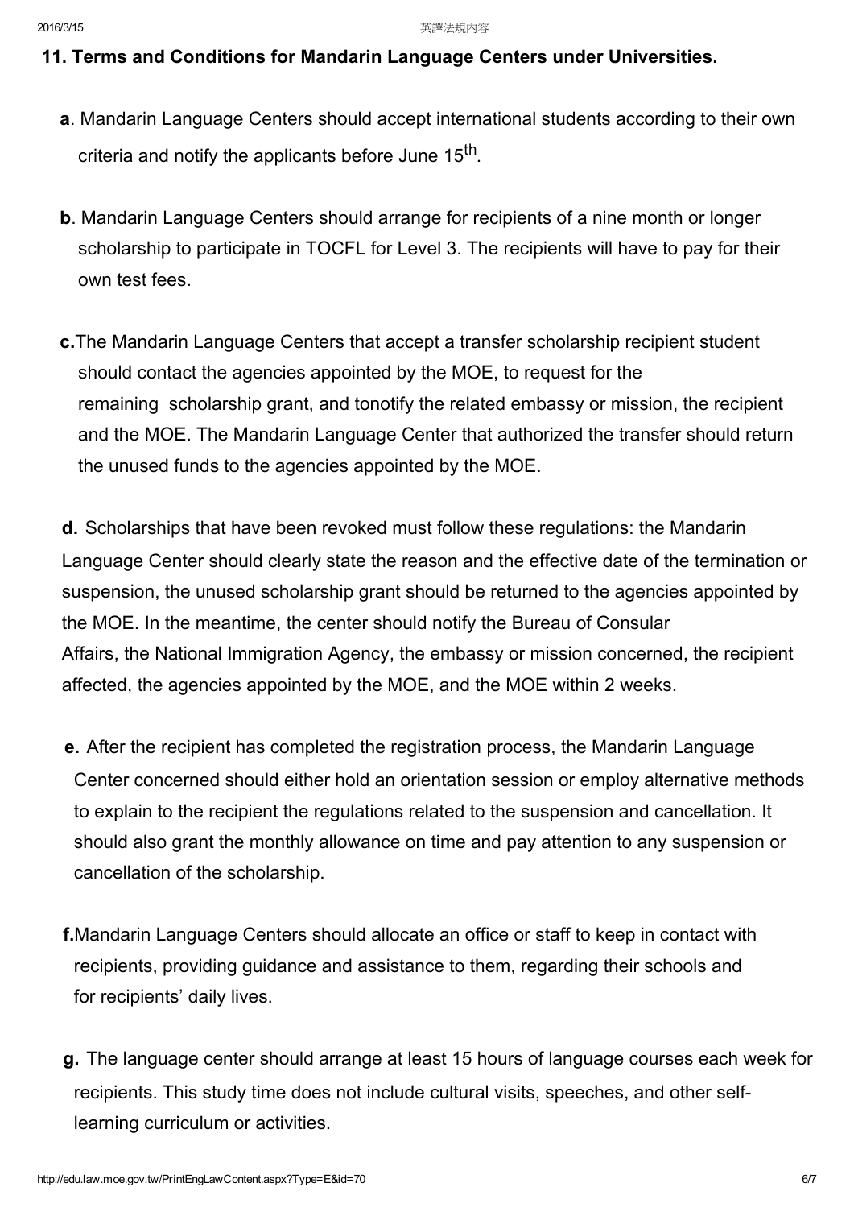**11. Terms and Conditions for Mandarin Language Centers under Universities.**

**a**. Mandarin Language Centers should accept international students according to their own criteria and notify the applicants before June 15th.

**b**. Mandarin Language Centers should arrange for recipients of a nine month or longer scholarship to participate in TOCFL for Level 3. The recipients will have to pay for their own test fees.

**c.**The Mandarin Language Centers that accept a transfer scholarship recipient student should contact the agencies appointed by the MOE, to request for the remaining scholarship grant, and tonotify the related embassy or mission, the recipient and the MOE. The Mandarin Language Center that authorized the transfer should return the unused funds to the agencies appointed by the MOE.

**d.** Scholarships that have been revoked must follow these regulations: the Mandarin Language Center should clearly state the reason and the effective date of the termination or suspension, the unused scholarship grant should be returned to the agencies appointed by the MOE. In the meantime, the center should notify the Bureau of Consular Affairs, the National Immigration Agency, the embassy or mission concerned, the recipient affected, the agencies appointed by the MOE, and the MOE within 2 weeks.

**e.** After the recipient has completed the registration process, the Mandarin Language Center concerned should either hold an orientation session or employ alternative methods to explain to the recipient the regulations related to the suspension and cancellation. It should also grant the monthly allowance on time and pay attention to any suspension or cancellation of the scholarship.

**f.**Mandarin Language Centers should allocate an office or staff to keep in contact with recipients, providing guidance and assistance to them, regarding their schools and for recipients' daily lives.

**g.** The language center should arrange at least 15 hours of language courses each week for recipients. This study time does not include cultural visits, speeches, and other self-learning curriculum or activities.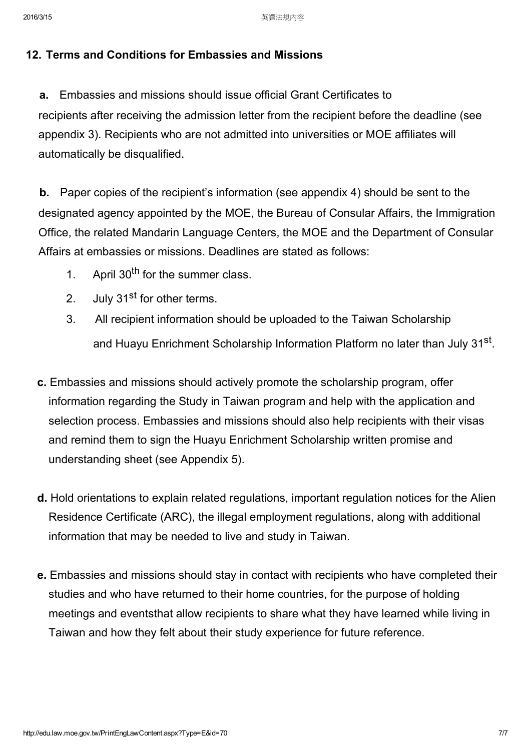## 12. Terms and Conditions for Embassies and Missions

**a.** Embassies and missions should issue official Grant Certificates to recipients after receiving the admission letter from the recipient before the deadline (see appendix 3). Recipients who are not admitted into universities or MOE affiliates will automatically be disqualified.

**b.** Paper copies of the recipient's information (see appendix 4) should be sent to the designated agency appointed by the MOE, the Bureau of Consular Affairs, the Immigration Office, the related Mandarin Language Centers, the MOE and the Department of Consular Affairs at embassies or missions. Deadlines are stated as follows:

1. April 30th for the summer class.
2. July 31st for other terms.
3. All recipient information should be uploaded to the Taiwan Scholarship and Huayu Enrichment Scholarship Information Platform no later than July 31st.

**c.** Embassies and missions should actively promote the scholarship program, offer information regarding the Study in Taiwan program and help with the application and selection process. Embassies and missions should also help recipients with their visas and remind them to sign the Huayu Enrichment Scholarship written promise and understanding sheet (see Appendix 5).

**d.** Hold orientations to explain related regulations, important regulation notices for the Alien Residence Certificate (ARC), the illegal employment regulations, along with additional information that may be needed to live and study in Taiwan.

**e.** Embassies and missions should stay in contact with recipients who have completed their studies and who have returned to their home countries, for the purpose of holding meetings and eventsthat allow recipients to share what they have learned while living in Taiwan and how they felt about their study experience for future reference.